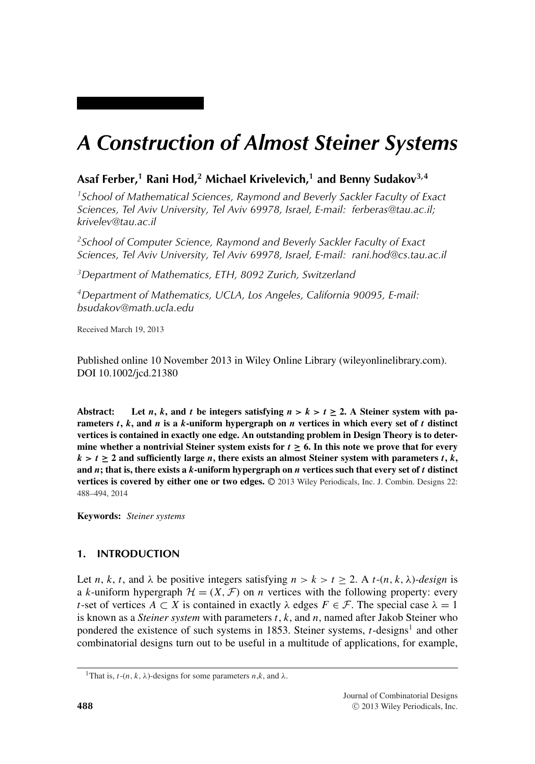# A Construction of Almost Steiner Systems

**Asaf Ferber,[1] Rani Hod,[2] Michael Krivelevich,[1] and Benny Sudakov[3,4]**

[1] *School of Mathematical Sciences, Raymond and Beverly Sackler Faculty of Exact Sciences, Tel Aviv University, Tel Aviv 69978, Israel, E-mail: ferberas@tau.ac.il; krivelev@tau.ac.il*

[2] *School of Computer Science, Raymond and Beverly Sackler Faculty of Exact Sciences, Tel Aviv University, Tel Aviv 69978, Israel, E-mail: rani.hod@cs.tau.ac.il*

[3] *Department of Mathematics, ETH, 8092 Zurich, Switzerland*

[4] *Department of Mathematics, UCLA, Los Angeles, California 90095, E-mail: bsudakov@math.ucla.edu*

Received March 19, 2013

Published online 10 November 2013 in Wiley Online Library (wileyonlinelibrary.com). DOI 10.1002/jcd.21380

**Abstract:** **Let $n$, $k$, and $t$ be integers satisfying $n > k > t \geq 2$. A Steiner system with parameters $t$, $k$, and $n$ is a $k$-uniform hypergraph on $n$ vertices in which every set of $t$ distinct vertices is contained in exactly one edge. An outstanding problem in Design Theory is to determine whether a nontrivial Steiner system exists for $t \geq 6$. In this note we prove that for every $k > t \geq 2$ and sufficiently large $n$, there exists an almost Steiner system with parameters $t$, $k$, and $n$; that is, there exists a $k$-uniform hypergraph on $n$ vertices such that every set of $t$ distinct vertices is covered by either one or two edges.** © 2013 Wiley Periodicals, Inc. J. Combin. Designs 22: 488–494, 2014

**Keywords:** *Steiner systems*

## 1. INTRODUCTION

Let $n$, $k$, $t$, and $\lambda$ be positive integers satisfying $n > k > t \geq 2$. A $t$-$(n, k, \lambda)$-*design* is a $k$-uniform hypergraph $\mathcal{H} = (X, \mathcal{F})$ on $n$ vertices with the following property: every $t$-set of vertices $A \subset X$ is contained in exactly $\lambda$ edges $F \in \mathcal{F}$. The special case $\lambda = 1$ is known as a *Steiner system* with parameters $t$, $k$, and $n$, named after Jakob Steiner who pondered the existence of such systems in 1853. Steiner systems, $t$-designs[1] and other combinatorial designs turn out to be useful in a multitude of applications, for example,

[1] That is, $t$-$(n, k, \lambda)$-designs for some parameters $n$, $k$, and $\lambda$.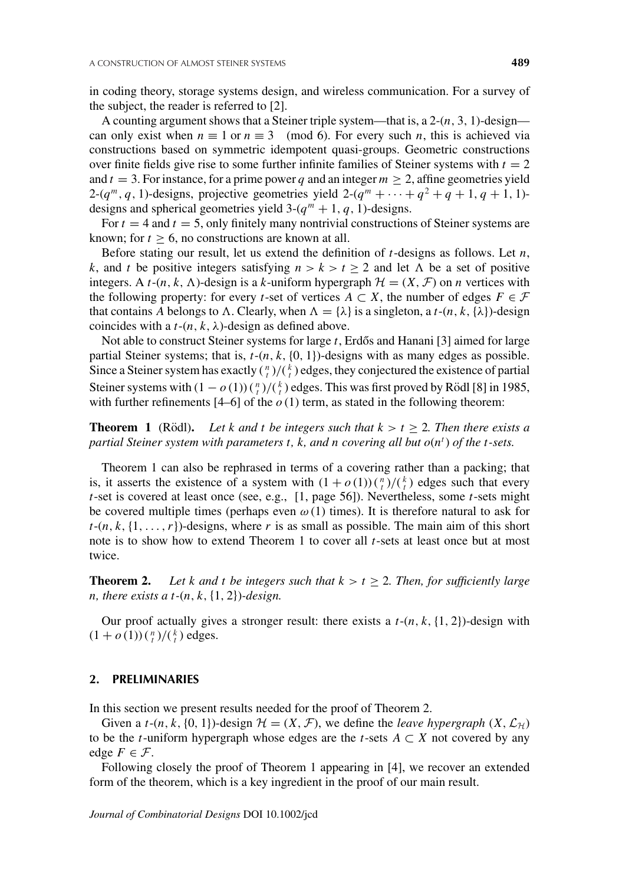in coding theory, storage systems design, and wireless communication. For a survey of the subject, the reader is referred to [2].

A counting argument shows that a Steiner triple system—that is, a 2-$(n, 3, 1)$-design—can only exist when $n \equiv 1$ or $n \equiv 3 \pmod 6$. For every such $n$, this is achieved via constructions based on symmetric idempotent quasi-groups. Geometric constructions over finite fields give rise to some further infinite families of Steiner systems with $t = 2$ and $t = 3$. For instance, for a prime power $q$ and an integer $m \geq 2$, affine geometries yield 2-$(q^m, q, 1)$-designs, projective geometries yield 2-$(q^m + \cdots + q^2 + q + 1, q + 1, 1)$-designs and spherical geometries yield 3-$(q^m + 1, q, 1)$-designs.

For $t = 4$ and $t = 5$, only finitely many nontrivial constructions of Steiner systems are known; for $t \geq 6$, no constructions are known at all.

Before stating our result, let us extend the definition of $t$-designs as follows. Let $n$, $k$, and $t$ be positive integers satisfying $n > k > t \geq 2$ and let $\Lambda$ be a set of positive integers. A $t$-$(n, k, \Lambda)$-design is a $k$-uniform hypergraph $\mathcal{H} = (X, \mathcal{F})$ on $n$ vertices with the following property: for every $t$-set of vertices $A \subset X$, the number of edges $F \in \mathcal{F}$ that contains $A$ belongs to $\Lambda$. Clearly, when $\Lambda = \{\lambda\}$ is a singleton, a $t$-$(n, k, \{\lambda\})$-design coincides with a $t$-$(n, k, \lambda)$-design as defined above.

Not able to construct Steiner systems for large $t$, Erdős and Hanani [3] aimed for large partial Steiner systems; that is, $t$-$(n, k, \{0, 1\})$-designs with as many edges as possible. Since a Steiner system has exactly $\binom{n}{t}/\binom{k}{t}$ edges, they conjectured the existence of partial Steiner systems with $(1 - o(1))\binom{n}{t}/\binom{k}{t}$ edges. This was first proved by Rödl [8] in 1985, with further refinements [4–6] of the $o(1)$ term, as stated in the following theorem:

**Theorem 1** (Rödl). *Let $k$ and $t$ be integers such that $k > t \geq 2$. Then there exists a partial Steiner system with parameters $t$, $k$, and $n$ covering all but $o(n^t)$ of the $t$-sets.*

Theorem 1 can also be rephrased in terms of a covering rather than a packing; that is, it asserts the existence of a system with $(1 + o(1))\binom{n}{t}/\binom{k}{t}$ edges such that every $t$-set is covered at least once (see, e.g., [1, page 56]). Nevertheless, some $t$-sets might be covered multiple times (perhaps even $\omega(1)$ times). It is therefore natural to ask for $t$-$(n, k, \{1, \ldots, r\})$-designs, where $r$ is as small as possible. The main aim of this short note is to show how to extend Theorem 1 to cover all $t$-sets at least once but at most twice.

**Theorem 2.** *Let $k$ and $t$ be integers such that $k > t \geq 2$. Then, for sufficiently large $n$, there exists a $t$-$(n, k, \{1, 2\})$-design.*

Our proof actually gives a stronger result: there exists a $t$-$(n, k, \{1, 2\})$-design with $(1 + o(1))\binom{n}{t}/\binom{k}{t}$ edges.

## 2. PRELIMINARIES

In this section we present results needed for the proof of Theorem 2.

Given a $t$-$(n, k, \{0, 1\})$-design $\mathcal{H} = (X, \mathcal{F})$, we define the *leave hypergraph* $(X, \mathcal{L}_{\mathcal{H}})$ to be the $t$-uniform hypergraph whose edges are the $t$-sets $A \subset X$ not covered by any edge $F \in \mathcal{F}$.

Following closely the proof of Theorem 1 appearing in [4], we recover an extended form of the theorem, which is a key ingredient in the proof of our main result.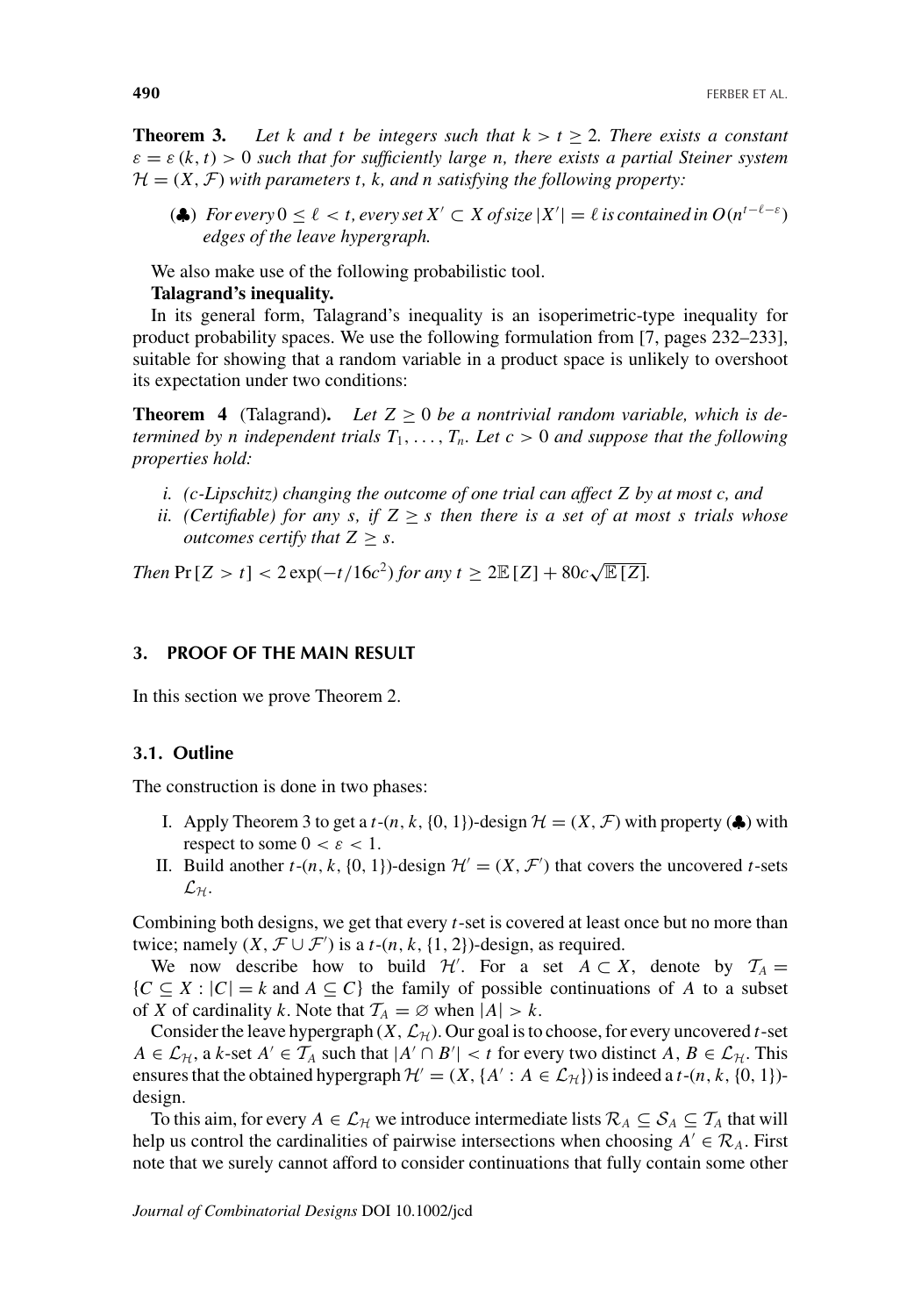**Theorem 3.** *Let $k$ and $t$ be integers such that $k > t \geq 2$. There exists a constant $\varepsilon = \varepsilon(k, t) > 0$ such that for sufficiently large $n$, there exists a partial Steiner system $\mathcal{H} = (X, \mathcal{F})$ with parameters $t$, $k$, and $n$ satisfying the following property:*

- (♣) *For every $0 \leq \ell < t$, every set $X' \subset X$ of size $|X'| = \ell$ is contained in $O(n^{t-\ell-\varepsilon})$ edges of the leave hypergraph.*

We also make use of the following probabilistic tool.

**Talagrand's inequality.**

In its general form, Talagrand's inequality is an isoperimetric-type inequality for product probability spaces. We use the following formulation from [7, pages 232–233], suitable for showing that a random variable in a product space is unlikely to overshoot its expectation under two conditions:

**Theorem 4** (Talagrand)**.** *Let $Z \geq 0$ be a nontrivial random variable, which is determined by $n$ independent trials $T_1, \ldots, T_n$. Let $c > 0$ and suppose that the following properties hold:*

*i. ($c$-Lipschitz) changing the outcome of one trial can affect $Z$ by at most $c$, and*

*ii. (Certifiable) for any $s$, if $Z \geq s$ then there is a set of at most $s$ trials whose outcomes certify that $Z \geq s$.*

*Then* $\Pr[Z > t] < 2\exp(-t/16c^2)$ *for any* $t \geq 2\mathbb{E}[Z] + 80c\sqrt{\mathbb{E}[Z]}$.

## 3. PROOF OF THE MAIN RESULT

In this section we prove Theorem 2.

### 3.1. Outline

The construction is done in two phases:

I. Apply Theorem 3 to get a $t$-$(n, k, \{0, 1\})$-design $\mathcal{H} = (X, \mathcal{F})$ with property (♣) with respect to some $0 < \varepsilon < 1$.

II. Build another $t$-$(n, k, \{0, 1\})$-design $\mathcal{H}' = (X, \mathcal{F}')$ that covers the uncovered $t$-sets $\mathcal{L}_{\mathcal{H}}$.

Combining both designs, we get that every $t$-set is covered at least once but no more than twice; namely $(X, \mathcal{F} \cup \mathcal{F}')$ is a $t$-$(n, k, \{1, 2\})$-design, as required.

We now describe how to build $\mathcal{H}'$. For a set $A \subset X$, denote by $\mathcal{T}_A = \{C \subseteq X : |C| = k \text{ and } A \subseteq C\}$ the family of possible continuations of $A$ to a subset of $X$ of cardinality $k$. Note that $\mathcal{T}_A = \varnothing$ when $|A| > k$.

Consider the leave hypergraph $(X, \mathcal{L}_{\mathcal{H}})$. Our goal is to choose, for every uncovered $t$-set $A \in \mathcal{L}_{\mathcal{H}}$, a $k$-set $A' \in \mathcal{T}_A$ such that $|A' \cap B'| < t$ for every two distinct $A, B \in \mathcal{L}_{\mathcal{H}}$. This ensures that the obtained hypergraph $\mathcal{H}' = (X, \{A' : A \in \mathcal{L}_{\mathcal{H}}\})$ is indeed a $t$-$(n, k, \{0, 1\})$-design.

To this aim, for every $A \in \mathcal{L}_{\mathcal{H}}$ we introduce intermediate lists $\mathcal{R}_A \subseteq \mathcal{S}_A \subseteq \mathcal{T}_A$ that will help us control the cardinalities of pairwise intersections when choosing $A' \in \mathcal{R}_A$. First note that we surely cannot afford to consider continuations that fully contain some other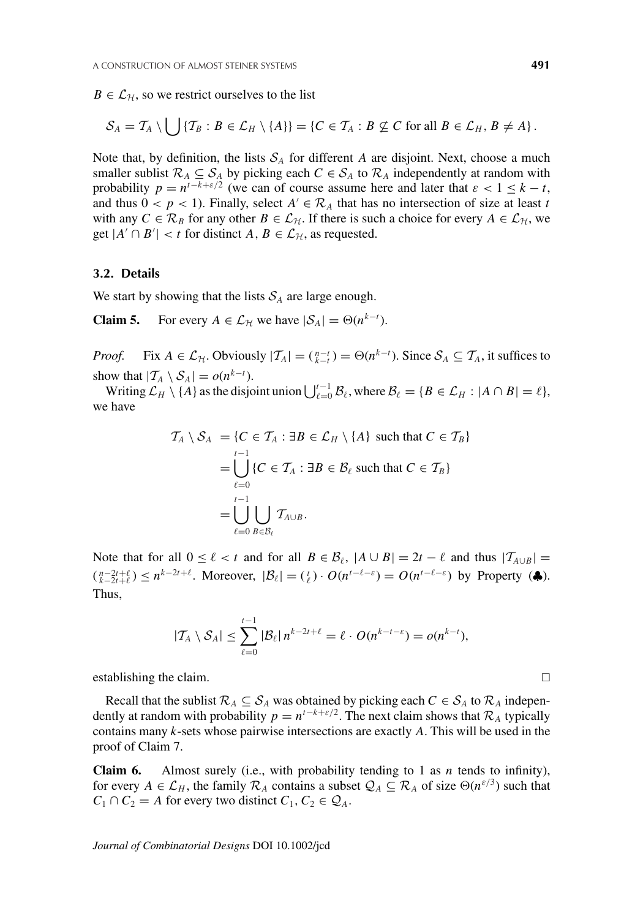$B \in \mathcal{L}_{\mathcal{H}}$, so we restrict ourselves to the list

$$\mathcal{S}_A = \mathcal{T}_A \setminus \bigcup \{\mathcal{T}_B : B \in \mathcal{L}_H \setminus \{A\}\} = \{C \in \mathcal{T}_A : B \not\subseteq C \text{ for all } B \in \mathcal{L}_H, B \neq A\}.$$

Note that, by definition, the lists $\mathcal{S}_A$ for different $A$ are disjoint. Next, choose a much smaller sublist $\mathcal{R}_A \subseteq \mathcal{S}_A$ by picking each $C \in \mathcal{S}_A$ to $\mathcal{R}_A$ independently at random with probability $p = n^{t-k+\varepsilon/2}$ (we can of course assume here and later that $\varepsilon < 1 \leq k - t$, and thus $0 < p < 1$). Finally, select $A' \in \mathcal{R}_A$ that has no intersection of size at least $t$ with any $C \in \mathcal{R}_B$ for any other $B \in \mathcal{L}_{\mathcal{H}}$. If there is such a choice for every $A \in \mathcal{L}_{\mathcal{H}}$, we get $|A' \cap B'| < t$ for distinct $A, B \in \mathcal{L}_{\mathcal{H}}$, as requested.

### 3.2. Details

We start by showing that the lists $\mathcal{S}_A$ are large enough.

**Claim 5.** For every $A \in \mathcal{L}_{\mathcal{H}}$ we have $|\mathcal{S}_A| = \Theta(n^{k-t})$.

*Proof.* Fix $A \in \mathcal{L}_{\mathcal{H}}$. Obviously $|\mathcal{T}_A| = \binom{n-t}{k-t} = \Theta(n^{k-t})$. Since $\mathcal{S}_A \subseteq \mathcal{T}_A$, it suffices to show that $|\mathcal{T}_A \setminus \mathcal{S}_A| = o(n^{k-t})$.

Writing $\mathcal{L}_H \setminus \{A\}$ as the disjoint union $\bigcup_{\ell=0}^{t-1} \mathcal{B}_\ell$, where $\mathcal{B}_\ell = \{B \in \mathcal{L}_H : |A \cap B| = \ell\}$, we have

$$\begin{aligned}
\mathcal{T}_A \setminus \mathcal{S}_A &= \{C \in \mathcal{T}_A : \exists B \in \mathcal{L}_H \setminus \{A\} \text{ such that } C \in \mathcal{T}_B\} \\
&= \bigcup_{\ell=0}^{t-1} \{C \in \mathcal{T}_A : \exists B \in \mathcal{B}_\ell \text{ such that } C \in \mathcal{T}_B\} \\
&= \bigcup_{\ell=0}^{t-1} \bigcup_{B \in \mathcal{B}_\ell} \mathcal{T}_{A \cup B}.
\end{aligned}$$

Note that for all $0 \leq \ell < t$ and for all $B \in \mathcal{B}_\ell$, $|A \cup B| = 2t - \ell$ and thus $|\mathcal{T}_{A \cup B}| = \binom{n-2t+\ell}{k-2t+\ell} \leq n^{k-2t+\ell}$. Moreover, $|\mathcal{B}_\ell| = \binom{t}{\ell} \cdot O(n^{t-\ell-\varepsilon}) = O(n^{t-\ell-\varepsilon})$ by Property (♣). Thus,

$$|\mathcal{T}_A \setminus \mathcal{S}_A| \leq \sum_{\ell=0}^{t-1} |\mathcal{B}_\ell| \, n^{k-2t+\ell} = \ell \cdot O(n^{k-t-\varepsilon}) = o(n^{k-t}),$$

establishing the claim. $\square$

Recall that the sublist $\mathcal{R}_A \subseteq \mathcal{S}_A$ was obtained by picking each $C \in \mathcal{S}_A$ to $\mathcal{R}_A$ independently at random with probability $p = n^{t-k+\varepsilon/2}$. The next claim shows that $\mathcal{R}_A$ typically contains many $k$-sets whose pairwise intersections are exactly $A$. This will be used in the proof of Claim 7.

**Claim 6.** Almost surely (i.e., with probability tending to 1 as $n$ tends to infinity), for every $A \in \mathcal{L}_H$, the family $\mathcal{R}_A$ contains a subset $\mathcal{Q}_A \subseteq \mathcal{R}_A$ of size $\Theta(n^{\varepsilon/3})$ such that $C_1 \cap C_2 = A$ for every two distinct $C_1, C_2 \in \mathcal{Q}_A$.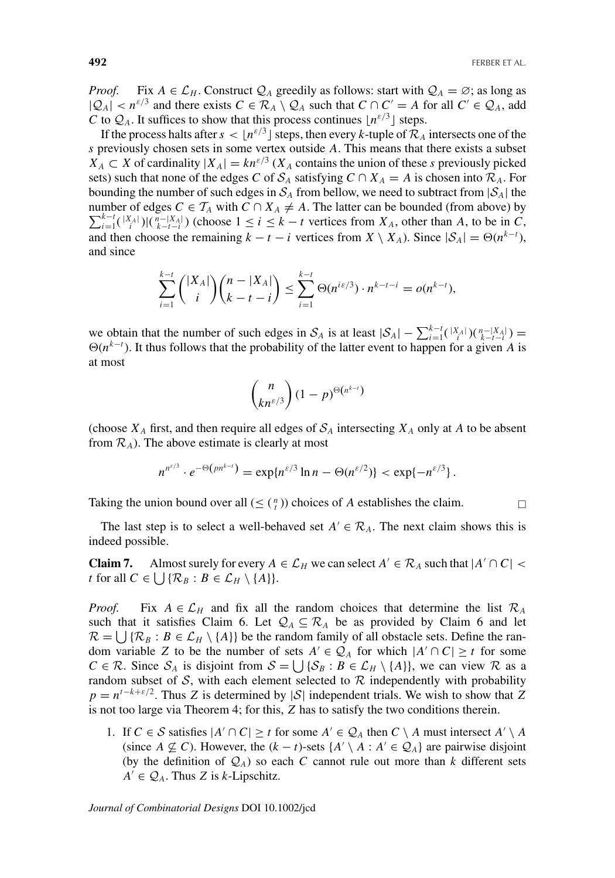*Proof.* Fix $A \in \mathcal{L}_H$. Construct $\mathcal{Q}_A$ greedily as follows: start with $\mathcal{Q}_A = \varnothing$; as long as $|\mathcal{Q}_A| < n^{\varepsilon/3}$ and there exists $C \in \mathcal{R}_A \setminus \mathcal{Q}_A$ such that $C \cap C' = A$ for all $C' \in \mathcal{Q}_A$, add $C$ to $\mathcal{Q}_A$. It suffices to show that this process continues $\lfloor n^{\varepsilon/3} \rfloor$ steps.

If the process halts after $s < \lfloor n^{\varepsilon/3} \rfloor$ steps, then every $k$-tuple of $\mathcal{R}_A$ intersects one of the $s$ previously chosen sets in some vertex outside $A$. This means that there exists a subset $X_A \subset X$ of cardinality $|X_A| = kn^{\varepsilon/3}$ ($X_A$ contains the union of these $s$ previously picked sets) such that none of the edges $C$ of $\mathcal{S}_A$ satisfying $C \cap X_A = A$ is chosen into $\mathcal{R}_A$. For bounding the number of such edges in $\mathcal{S}_A$ from bellow, we need to subtract from $|\mathcal{S}_A|$ the number of edges $C \in \mathcal{T}_A$ with $C \cap X_A \neq A$. The latter can be bounded (from above) by $\sum_{i=1}^{k-t} \binom{|X_A|}{i} \binom{n-|X_A|}{k-t-i}$ (choose $1 \leq i \leq k-t$ vertices from $X_A$, other than $A$, to be in $C$, and then choose the remaining $k-t-i$ vertices from $X \setminus X_A$). Since $|\mathcal{S}_A| = \Theta(n^{k-t})$, and since

$$\sum_{i=1}^{k-t} \binom{|X_A|}{i} \binom{n-|X_A|}{k-t-i} \leq \sum_{i=1}^{k-t} \Theta(n^{i\varepsilon/3}) \cdot n^{k-t-i} = o(n^{k-t}),$$

we obtain that the number of such edges in $\mathcal{S}_A$ is at least $|\mathcal{S}_A| - \sum_{i=1}^{k-t} \binom{|X_A|}{i} \binom{n-|X_A|}{k-t-i} = \Theta(n^{k-t})$. It thus follows that the probability of the latter event to happen for a given $A$ is at most

$$\binom{n}{kn^{\varepsilon/3}} (1-p)^{\Theta(n^{k-t})}$$

(choose $X_A$ first, and then require all edges of $\mathcal{S}_A$ intersecting $X_A$ only at $A$ to be absent from $\mathcal{R}_A$). The above estimate is clearly at most

$$n^{n^{\varepsilon/3}} \cdot e^{-\Theta(pn^{k-t})} = \exp\{n^{\varepsilon/3} \ln n - \Theta(n^{\varepsilon/2})\} < \exp\{-n^{\varepsilon/3}\}.$$

Taking the union bound over all ($\leq \binom{n}{t}$) choices of $A$ establishes the claim. $\square$

The last step is to select a well-behaved set $A' \in \mathcal{R}_A$. The next claim shows this is indeed possible.

**Claim 7.** Almost surely for every $A \in \mathcal{L}_H$ we can select $A' \in \mathcal{R}_A$ such that $|A' \cap C| < t$ for all $C \in \bigcup \{\mathcal{R}_B : B \in \mathcal{L}_H \setminus \{A\}\}$.

*Proof.* Fix $A \in \mathcal{L}_H$ and fix all the random choices that determine the list $\mathcal{R}_A$ such that it satisfies Claim 6. Let $\mathcal{Q}_A \subseteq \mathcal{R}_A$ be as provided by Claim 6 and let $\mathcal{R} = \bigcup \{\mathcal{R}_B : B \in \mathcal{L}_H \setminus \{A\}\}$ be the random family of all obstacle sets. Define the random variable $Z$ to be the number of sets $A' \in \mathcal{Q}_A$ for which $|A' \cap C| \geq t$ for some $C \in \mathcal{R}$. Since $\mathcal{S}_A$ is disjoint from $\mathcal{S} = \bigcup \{\mathcal{S}_B : B \in \mathcal{L}_H \setminus \{A\}\}$, we can view $\mathcal{R}$ as a random subset of $\mathcal{S}$, with each element selected to $\mathcal{R}$ independently with probability $p = n^{t-k+\varepsilon/2}$. Thus $Z$ is determined by $|\mathcal{S}|$ independent trials. We wish to show that $Z$ is not too large via Theorem 4; for this, $Z$ has to satisfy the two conditions therein.

1. If $C \in \mathcal{S}$ satisfies $|A' \cap C| \geq t$ for some $A' \in \mathcal{Q}_A$ then $C \setminus A$ must intersect $A' \setminus A$ (since $A \not\subseteq C$). However, the $(k-t)$-sets $\{A' \setminus A : A' \in \mathcal{Q}_A\}$ are pairwise disjoint (by the definition of $\mathcal{Q}_A$) so each $C$ cannot rule out more than $k$ different sets $A' \in \mathcal{Q}_A$. Thus $Z$ is $k$-Lipschitz.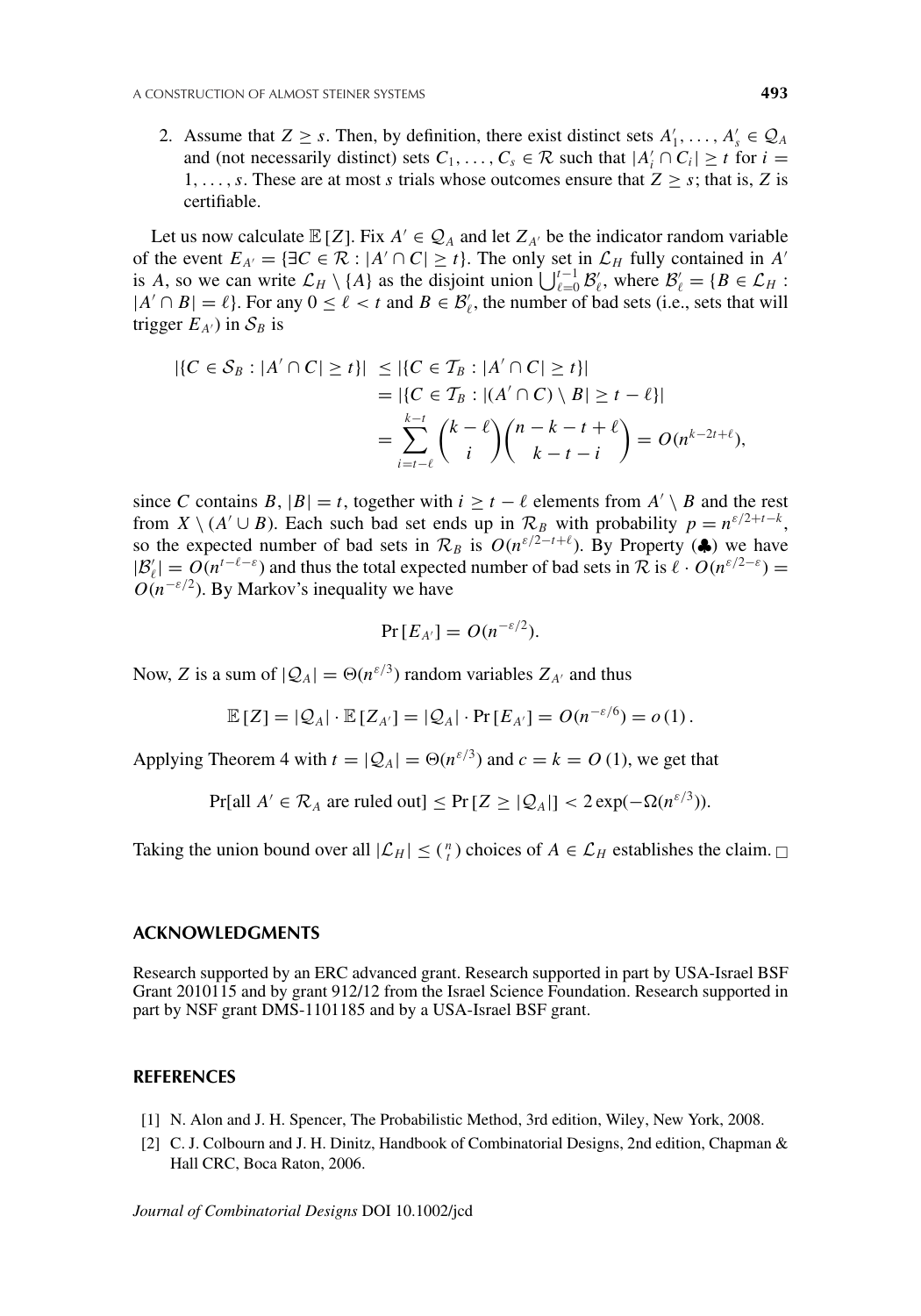2. Assume that $Z \geq s$. Then, by definition, there exist distinct sets $A'_1, \ldots, A'_s \in \mathcal{Q}_A$ and (not necessarily distinct) sets $C_1, \ldots, C_s \in \mathcal{R}$ such that $|A'_i \cap C_i| \geq t$ for $i = 1, \ldots, s$. These are at most $s$ trials whose outcomes ensure that $Z \geq s$; that is, $Z$ is certifiable.

Let us now calculate $\mathbb{E}[Z]$. Fix $A' \in \mathcal{Q}_A$ and let $Z_{A'}$ be the indicator random variable of the event $E_{A'} = \{\exists C \in \mathcal{R} : |A' \cap C| \geq t\}$. The only set in $\mathcal{L}_H$ fully contained in $A'$ is $A$, so we can write $\mathcal{L}_H \setminus \{A\}$ as the disjoint union $\bigcup_{\ell=0}^{t-1} \mathcal{B}'_\ell$, where $\mathcal{B}'_\ell = \{B \in \mathcal{L}_H : |A' \cap B| = \ell\}$. For any $0 \leq \ell < t$ and $B \in \mathcal{B}'_\ell$, the number of bad sets (i.e., sets that will trigger $E_{A'}$) in $\mathcal{S}_B$ is

$$
\begin{aligned}
|\{C \in \mathcal{S}_B : |A' \cap C| \geq t\}| &\leq |\{C \in \mathcal{T}_B : |A' \cap C| \geq t\}| \\
&= |\{C \in \mathcal{T}_B : |(A' \cap C) \setminus B| \geq t - \ell\}| \\
&= \sum_{i=t-\ell}^{k-t} \binom{k-\ell}{i} \binom{n-k-t+\ell}{k-t-i} = O(n^{k-2t+\ell}),
\end{aligned}
$$

since $C$ contains $B$, $|B| = t$, together with $i \geq t - \ell$ elements from $A' \setminus B$ and the rest from $X \setminus (A' \cup B)$. Each such bad set ends up in $\mathcal{R}_B$ with probability $p = n^{\varepsilon/2+t-k}$, so the expected number of bad sets in $\mathcal{R}_B$ is $O(n^{\varepsilon/2-t+\ell})$. By Property (♣) we have $|\mathcal{B}'_\ell| = O(n^{t-\ell-\varepsilon})$ and thus the total expected number of bad sets in $\mathcal{R}$ is $\ell \cdot O(n^{\varepsilon/2-\varepsilon}) = O(n^{-\varepsilon/2})$. By Markov's inequality we have

$$
\Pr[E_{A'}] = O(n^{-\varepsilon/2}).
$$

Now, $Z$ is a sum of $|\mathcal{Q}_A| = \Theta(n^{\varepsilon/3})$ random variables $Z_{A'}$ and thus

$$
\mathbb{E}[Z] = |\mathcal{Q}_A| \cdot \mathbb{E}[Z_{A'}] = |\mathcal{Q}_A| \cdot \Pr[E_{A'}] = O(n^{-\varepsilon/6}) = o(1).
$$

Applying Theorem 4 with $t = |\mathcal{Q}_A| = \Theta(n^{\varepsilon/3})$ and $c = k = O(1)$, we get that

$$
\Pr[\text{all } A' \in \mathcal{R}_A \text{ are ruled out}] \leq \Pr[Z \geq |\mathcal{Q}_A|] < 2\exp(-\Omega(n^{\varepsilon/3})).
$$

Taking the union bound over all $|\mathcal{L}_H| \leq \binom{n}{t}$ choices of $A \in \mathcal{L}_H$ establishes the claim. □

## ACKNOWLEDGMENTS

Research supported by an ERC advanced grant. Research supported in part by USA-Israel BSF Grant 2010115 and by grant 912/12 from the Israel Science Foundation. Research supported in part by NSF grant DMS-1101185 and by a USA-Israel BSF grant.

## REFERENCES

[1] N. Alon and J. H. Spencer, The Probabilistic Method, 3rd edition, Wiley, New York, 2008.

[2] C. J. Colbourn and J. H. Dinitz, Handbook of Combinatorial Designs, 2nd edition, Chapman & Hall CRC, Boca Raton, 2006.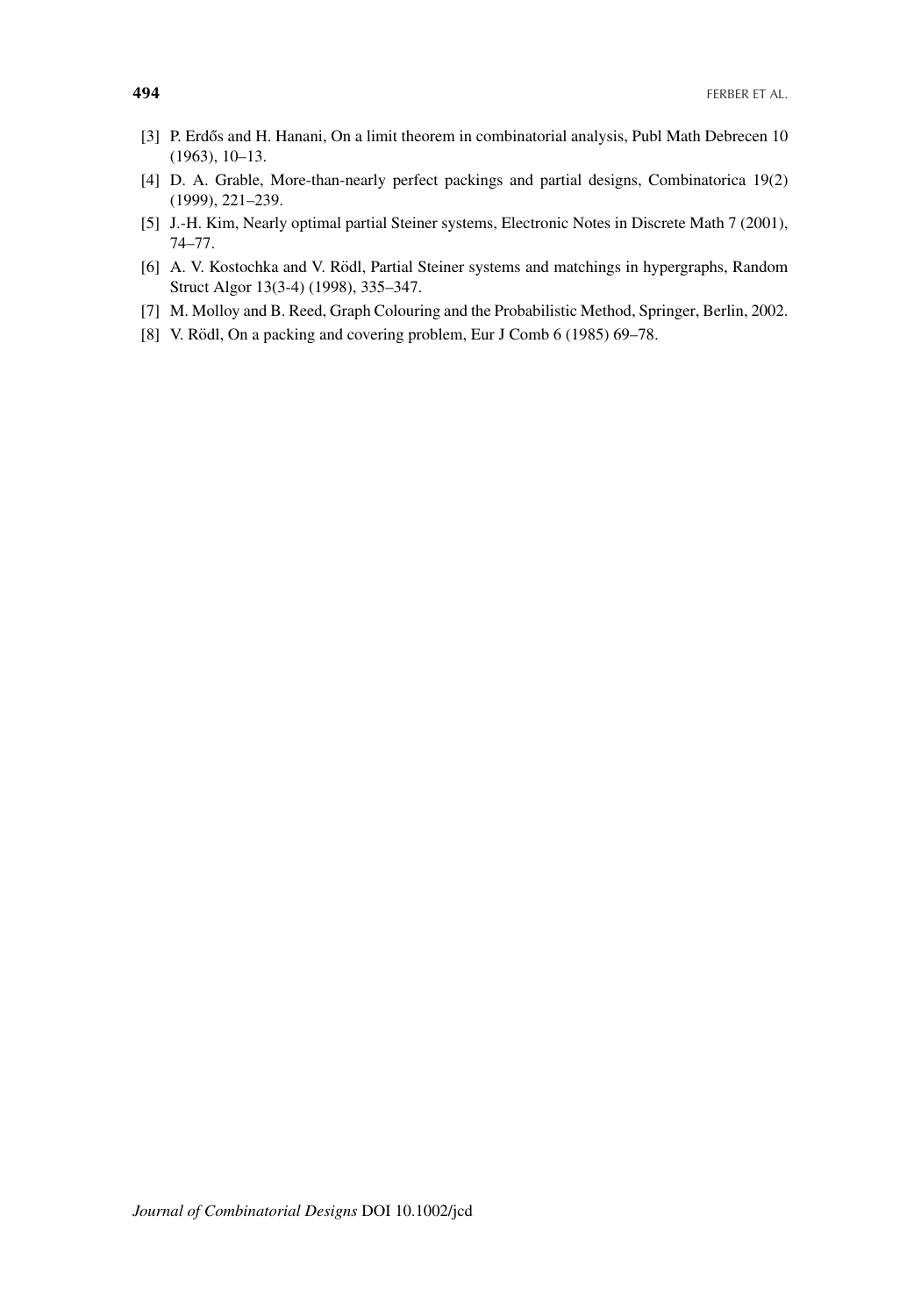[3] P. Erdős and H. Hanani, On a limit theorem in combinatorial analysis, Publ Math Debrecen 10 (1963), 10–13.

[4] D. A. Grable, More-than-nearly perfect packings and partial designs, Combinatorica 19(2) (1999), 221–239.

[5] J.-H. Kim, Nearly optimal partial Steiner systems, Electronic Notes in Discrete Math 7 (2001), 74–77.

[6] A. V. Kostochka and V. Rödl, Partial Steiner systems and matchings in hypergraphs, Random Struct Algor 13(3-4) (1998), 335–347.

[7] M. Molloy and B. Reed, Graph Colouring and the Probabilistic Method, Springer, Berlin, 2002.

[8] V. Rödl, On a packing and covering problem, Eur J Comb 6 (1985) 69–78.